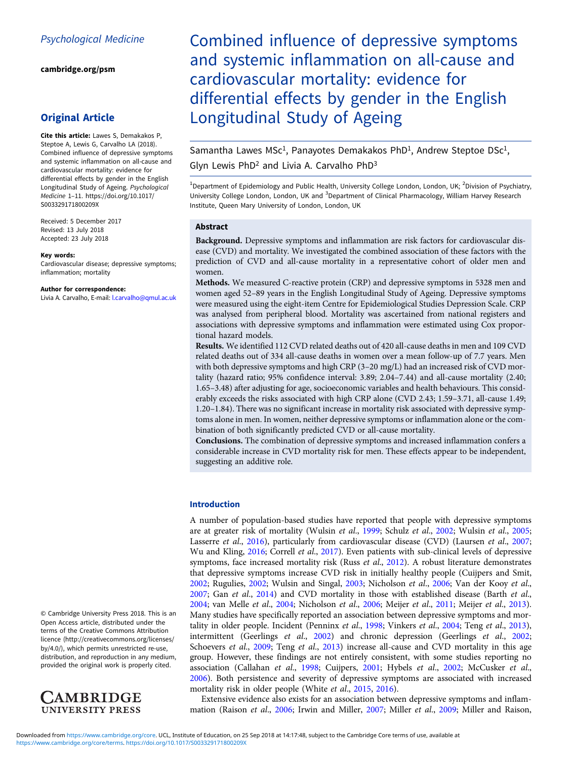Psychological Medicine

cambridge.org/psm

## Original Article

**Cite this article:** Lawes S, Demakakos P, Steptoe A, Lewis G, Carvalho LA (2018). Combined influence of depressive symptoms and systemic inflammation on all-cause and cardiovascular mortality: evidence for differential effects by gender in the English Longitudinal Study of Ageing. *Psychological Medicine* 1–11. https://doi.org/10.1017/S003329171800209X

Received: 5 December 2017
Revised: 13 July 2018
Accepted: 23 July 2018

**Key words:**
Cardiovascular disease; depressive symptoms; inflammation; mortality

**Author for correspondence:**
Livia A. Carvalho, E-mail: l.carvalho@qmul.ac.uk

© Cambridge University Press 2018. This is an Open Access article, distributed under the terms of the Creative Commons Attribution licence (http://creativecommons.org/licenses/by/4.0/), which permits unrestricted re-use, distribution, and reproduction in any medium, provided the original work is properly cited.

# Combined influence of depressive symptoms and systemic inflammation on all-cause and cardiovascular mortality: evidence for differential effects by gender in the English Longitudinal Study of Ageing

Samantha Lawes MSc[1], Panayotes Demakakos PhD[1], Andrew Steptoe DSc[1], Glyn Lewis PhD[2] and Livia A. Carvalho PhD[3]

[1]Department of Epidemiology and Public Health, University College London, London, UK; [2]Division of Psychiatry, University College London, London, UK and [3]Department of Clinical Pharmacology, William Harvey Research Institute, Queen Mary University of London, London, UK

## Abstract

**Background.** Depressive symptoms and inflammation are risk factors for cardiovascular disease (CVD) and mortality. We investigated the combined association of these factors with the prediction of CVD and all-cause mortality in a representative cohort of older men and women.

**Methods.** We measured C-reactive protein (CRP) and depressive symptoms in 5328 men and women aged 52–89 years in the English Longitudinal Study of Ageing. Depressive symptoms were measured using the eight-item Centre for Epidemiological Studies Depression Scale. CRP was analysed from peripheral blood. Mortality was ascertained from national registers and associations with depressive symptoms and inflammation were estimated using Cox proportional hazard models.

**Results.** We identified 112 CVD related deaths out of 420 all-cause deaths in men and 109 CVD related deaths out of 334 all-cause deaths in women over a mean follow-up of 7.7 years. Men with both depressive symptoms and high CRP (3–20 mg/L) had an increased risk of CVD mortality (hazard ratio; 95% confidence interval: 3.89; 2.04–7.44) and all-cause mortality (2.40; 1.65–3.48) after adjusting for age, socioeconomic variables and health behaviours. This considerably exceeds the risks associated with high CRP alone (CVD 2.43; 1.59–3.71, all-cause 1.49; 1.20–1.84). There was no significant increase in mortality risk associated with depressive symptoms alone in men. In women, neither depressive symptoms or inflammation alone or the combination of both significantly predicted CVD or all-cause mortality.

**Conclusions.** The combination of depressive symptoms and increased inflammation confers a considerable increase in CVD mortality risk for men. These effects appear to be independent, suggesting an additive role.

## Introduction

A number of population-based studies have reported that people with depressive symptoms are at greater risk of mortality (Wulsin *et al.*, 1999; Schulz *et al.*, 2002; Wulsin *et al.*, 2005; Lasserre *et al.*, 2016), particularly from cardiovascular disease (CVD) (Laursen *et al.*, 2007; Wu and Kling, 2016; Correll *et al.*, 2017). Even patients with sub-clinical levels of depressive symptoms, face increased mortality risk (Russ *et al.*, 2012). A robust literature demonstrates that depressive symptoms increase CVD risk in initially healthy people (Cuijpers and Smit, 2002; Rugulies, 2002; Wulsin and Singal, 2003; Nicholson *et al.*, 2006; Van der Kooy *et al.*, 2007; Gan *et al.*, 2014) and CVD mortality in those with established disease (Barth *et al.*, 2004; van Melle *et al.*, 2004; Nicholson *et al.*, 2006; Meijer *et al.*, 2011; Meijer *et al.*, 2013). Many studies have specifically reported an association between depressive symptoms and mortality in older people. Incident (Penninx *et al.*, 1998; Vinkers *et al.*, 2004; Teng *et al.*, 2013), intermittent (Geerlings *et al.*, 2002) and chronic depression (Geerlings *et al.*, 2002; Schoevers *et al.*, 2009; Teng *et al.*, 2013) increase all-cause and CVD mortality in this age group. However, these findings are not entirely consistent, with some studies reporting no association (Callahan *et al.*, 1998; Cuijpers, 2001; Hybels *et al.*, 2002; McCusker *et al.*, 2006). Both persistence and severity of depressive symptoms are associated with increased mortality risk in older people (White *et al.*, 2015, 2016).

Extensive evidence also exists for an association between depressive symptoms and inflammation (Raison *et al.*, 2006; Irwin and Miller, 2007; Miller *et al.*, 2009; Miller and Raison,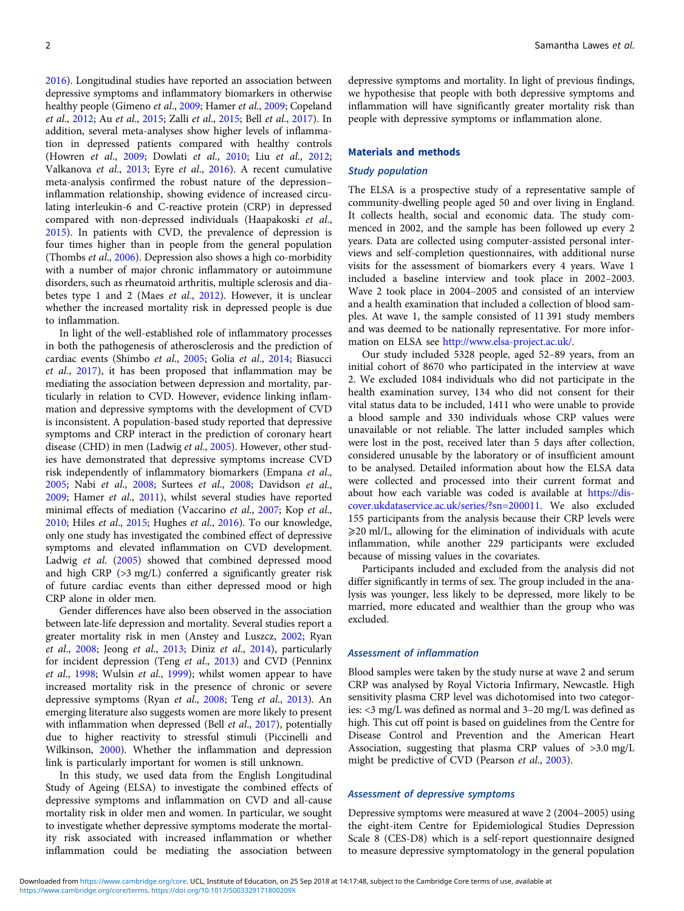2016). Longitudinal studies have reported an association between depressive symptoms and inflammatory biomarkers in otherwise healthy people (Gimeno *et al*., 2009; Hamer *et al*., 2009; Copeland *et al*., 2012; Au *et al*., 2015; Zalli *et al*., 2015; Bell *et al*., 2017). In addition, several meta-analyses show higher levels of inflammation in depressed patients compared with healthy controls (Howren *et al*., 2009; Dowlati *et al*., 2010; Liu *et al*., 2012; Valkanova *et al*., 2013; Eyre *et al*., 2016). A recent cumulative meta-analysis confirmed the robust nature of the depression–inflammation relationship, showing evidence of increased circulating interleukin-6 and C-reactive protein (CRP) in depressed compared with non-depressed individuals (Haapakoski *et al*., 2015). In patients with CVD, the prevalence of depression is four times higher than in people from the general population (Thombs *et al*., 2006). Depression also shows a high co-morbidity with a number of major chronic inflammatory or autoimmune disorders, such as rheumatoid arthritis, multiple sclerosis and diabetes type 1 and 2 (Maes *et al*., 2012). However, it is unclear whether the increased mortality risk in depressed people is due to inflammation.

In light of the well-established role of inflammatory processes in both the pathogenesis of atherosclerosis and the prediction of cardiac events (Shimbo *et al*., 2005; Golia *et al*., 2014; Biasucci *et al*., 2017), it has been proposed that inflammation may be mediating the association between depression and mortality, particularly in relation to CVD. However, evidence linking inflammation and depressive symptoms with the development of CVD is inconsistent. A population-based study reported that depressive symptoms and CRP interact in the prediction of coronary heart disease (CHD) in men (Ladwig *et al*., 2005). However, other studies have demonstrated that depressive symptoms increase CVD risk independently of inflammatory biomarkers (Empana *et al*., 2005; Nabi *et al*., 2008; Surtees *et al*., 2008; Davidson *et al*., 2009; Hamer *et al*., 2011), whilst several studies have reported minimal effects of mediation (Vaccarino *et al*., 2007; Kop *et al*., 2010; Hiles *et al*., 2015; Hughes *et al*., 2016). To our knowledge, only one study has investigated the combined effect of depressive symptoms and elevated inflammation on CVD development. Ladwig *et al*. (2005) showed that combined depressed mood and high CRP (>3 mg/L) conferred a significantly greater risk of future cardiac events than either depressed mood or high CRP alone in older men.

Gender differences have also been observed in the association between late-life depression and mortality. Several studies report a greater mortality risk in men (Anstey and Luszcz, 2002; Ryan *et al*., 2008; Jeong *et al*., 2013; Diniz *et al*., 2014), particularly for incident depression (Teng *et al*., 2013) and CVD (Penninx *et al*., 1998; Wulsin *et al*., 1999); whilst women appear to have increased mortality risk in the presence of chronic or severe depressive symptoms (Ryan *et al*., 2008; Teng *et al*., 2013). An emerging literature also suggests women are more likely to present with inflammation when depressed (Bell *et al*., 2017), potentially due to higher reactivity to stressful stimuli (Piccinelli and Wilkinson, 2000). Whether the inflammation and depression link is particularly important for women is still unknown.

In this study, we used data from the English Longitudinal Study of Ageing (ELSA) to investigate the combined effects of depressive symptoms and inflammation on CVD and all-cause mortality risk in older men and women. In particular, we sought to investigate whether depressive symptoms moderate the mortality risk associated with increased inflammation or whether inflammation could be mediating the association between depressive symptoms and mortality. In light of previous findings, we hypothesise that people with both depressive symptoms and inflammation will have significantly greater mortality risk than people with depressive symptoms or inflammation alone.

## Materials and methods

### Study population

The ELSA is a prospective study of a representative sample of community-dwelling people aged 50 and over living in England. It collects health, social and economic data. The study commenced in 2002, and the sample has been followed up every 2 years. Data are collected using computer-assisted personal interviews and self-completion questionnaires, with additional nurse visits for the assessment of biomarkers every 4 years. Wave 1 included a baseline interview and took place in 2002–2003. Wave 2 took place in 2004–2005 and consisted of an interview and a health examination that included a collection of blood samples. At wave 1, the sample consisted of 11 391 study members and was deemed to be nationally representative. For more information on ELSA see http://www.elsa-project.ac.uk/.

Our study included 5328 people, aged 52–89 years, from an initial cohort of 8670 who participated in the interview at wave 2. We excluded 1084 individuals who did not participate in the health examination survey, 134 who did not consent for their vital status data to be included, 1411 who were unable to provide a blood sample and 330 individuals whose CRP values were unavailable or not reliable. The latter included samples which were lost in the post, received later than 5 days after collection, considered unusable by the laboratory or of insufficient amount to be analysed. Detailed information about how the ELSA data were collected and processed into their current format and about how each variable was coded is available at https://discover.ukdataservice.ac.uk/series/?sn=200011. We also excluded 155 participants from the analysis because their CRP levels were ⩾20 ml/L, allowing for the elimination of individuals with acute inflammation, while another 229 participants were excluded because of missing values in the covariates.

Participants included and excluded from the analysis did not differ significantly in terms of sex. The group included in the analysis was younger, less likely to be depressed, more likely to be married, more educated and wealthier than the group who was excluded.

### Assessment of inflammation

Blood samples were taken by the study nurse at wave 2 and serum CRP was analysed by Royal Victoria Infirmary, Newcastle. High sensitivity plasma CRP level was dichotomised into two categories: <3 mg/L was defined as normal and 3–20 mg/L was defined as high. This cut off point is based on guidelines from the Centre for Disease Control and Prevention and the American Heart Association, suggesting that plasma CRP values of >3.0 mg/L might be predictive of CVD (Pearson *et al*., 2003).

### Assessment of depressive symptoms

Depressive symptoms were measured at wave 2 (2004–2005) using the eight-item Centre for Epidemiological Studies Depression Scale 8 (CES-D8) which is a self-report questionnaire designed to measure depressive symptomatology in the general population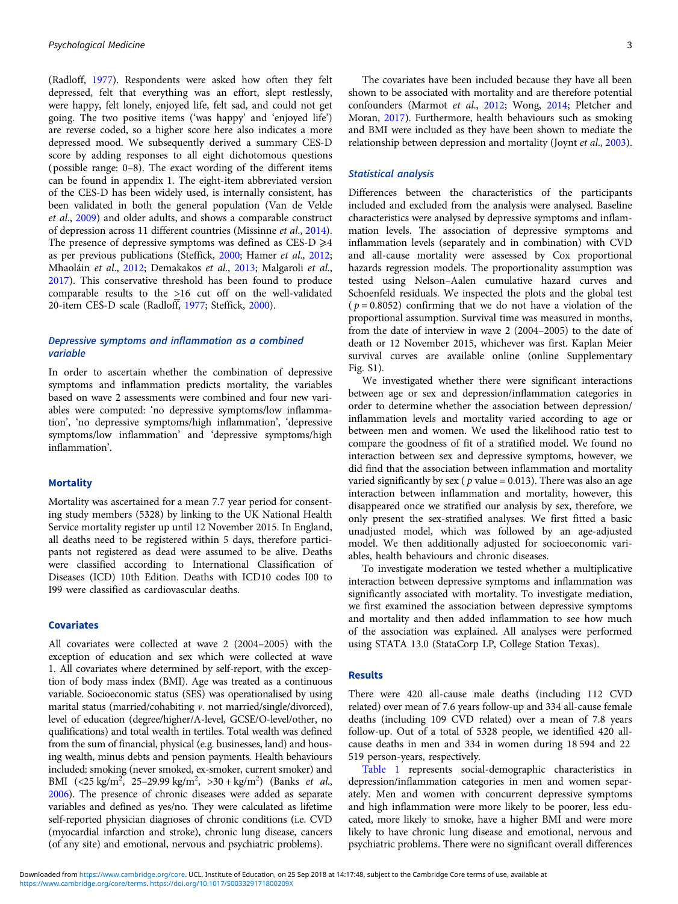(Radloff, 1977). Respondents were asked how often they felt depressed, felt that everything was an effort, slept restlessly, were happy, felt lonely, enjoyed life, felt sad, and could not get going. The two positive items ('was happy' and 'enjoyed life') are reverse coded, so a higher score here also indicates a more depressed mood. We subsequently derived a summary CES-D score by adding responses to all eight dichotomous questions (possible range: 0–8). The exact wording of the different items can be found in appendix 1. The eight-item abbreviated version of the CES-D has been widely used, is internally consistent, has been validated in both the general population (Van de Velde *et al.*, 2009) and older adults, and shows a comparable construct of depression across 11 different countries (Missinne *et al.*, 2014). The presence of depressive symptoms was defined as CES-D $\geqslant 4$ as per previous publications (Steffick, 2000; Hamer *et al.*, 2012; Mhaoláin *et al.*, 2012; Demakakos *et al.*, 2013; Malgaroli *et al.*, 2017). This conservative threshold has been found to produce comparable results to the $\geq 16$ cut off on the well-validated 20-item CES-D scale (Radloff, 1977; Steffick, 2000).

### Depressive symptoms and inflammation as a combined variable

In order to ascertain whether the combination of depressive symptoms and inflammation predicts mortality, the variables based on wave 2 assessments were combined and four new variables were computed: 'no depressive symptoms/low inflammation', 'no depressive symptoms/high inflammation', 'depressive symptoms/low inflammation' and 'depressive symptoms/high inflammation'.

### Mortality

Mortality was ascertained for a mean 7.7 year period for consenting study members (5328) by linking to the UK National Health Service mortality register up until 12 November 2015. In England, all deaths need to be registered within 5 days, therefore participants not registered as dead were assumed to be alive. Deaths were classified according to International Classification of Diseases (ICD) 10th Edition. Deaths with ICD10 codes I00 to I99 were classified as cardiovascular deaths.

### Covariates

All covariates were collected at wave 2 (2004–2005) with the exception of education and sex which were collected at wave 1. All covariates where determined by self-report, with the exception of body mass index (BMI). Age was treated as a continuous variable. Socioeconomic status (SES) was operationalised by using marital status (married/cohabiting *v.* not married/single/divorced), level of education (degree/higher/A-level, GCSE/O-level/other, no qualifications) and total wealth in tertiles. Total wealth was defined from the sum of financial, physical (e.g. businesses, land) and housing wealth, minus debts and pension payments. Health behaviours included: smoking (never smoked, ex-smoker, current smoker) and BMI ($<25$ kg/m$^2$, 25–29.99 kg/m$^2$, $>30+$ kg/m$^2$) (Banks *et al.*, 2006). The presence of chronic diseases were added as separate variables and defined as yes/no. They were calculated as lifetime self-reported physician diagnoses of chronic conditions (i.e. CVD (myocardial infarction and stroke), chronic lung disease, cancers (of any site) and emotional, nervous and psychiatric problems).

The covariates have been included because they have all been shown to be associated with mortality and are therefore potential confounders (Marmot *et al.*, 2012; Wong, 2014; Pletcher and Moran, 2017). Furthermore, health behaviours such as smoking and BMI were included as they have been shown to mediate the relationship between depression and mortality (Joynt *et al.*, 2003).

### Statistical analysis

Differences between the characteristics of the participants included and excluded from the analysis were analysed. Baseline characteristics were analysed by depressive symptoms and inflammation levels. The association of depressive symptoms and inflammation levels (separately and in combination) with CVD and all-cause mortality were assessed by Cox proportional hazards regression models. The proportionality assumption was tested using Nelson–Aalen cumulative hazard curves and Schoenfeld residuals. We inspected the plots and the global test ($p = 0.8052$) confirming that we do not have a violation of the proportional assumption. Survival time was measured in months, from the date of interview in wave 2 (2004–2005) to the date of death or 12 November 2015, whichever was first. Kaplan Meier survival curves are available online (online Supplementary Fig. S1).

We investigated whether there were significant interactions between age or sex and depression/inflammation categories in order to determine whether the association between depression/inflammation levels and mortality varied according to age or between men and women. We used the likelihood ratio test to compare the goodness of fit of a stratified model. We found no interaction between sex and depressive symptoms, however, we did find that the association between inflammation and mortality varied significantly by sex ($p$ value = 0.013). There was also an age interaction between inflammation and mortality, however, this disappeared once we stratified our analysis by sex, therefore, we only present the sex-stratified analyses. We first fitted a basic unadjusted model, which was followed by an age-adjusted model. We then additionally adjusted for socioeconomic variables, health behaviours and chronic diseases.

To investigate moderation we tested whether a multiplicative interaction between depressive symptoms and inflammation was significantly associated with mortality. To investigate mediation, we first examined the association between depressive symptoms and mortality and then added inflammation to see how much of the association was explained. All analyses were performed using STATA 13.0 (StataCorp LP, College Station Texas).

## Results

There were 420 all-cause male deaths (including 112 CVD related) over mean of 7.6 years follow-up and 334 all-cause female deaths (including 109 CVD related) over a mean of 7.8 years follow-up. Out of a total of 5328 people, we identified 420 all-cause deaths in men and 334 in women during 18 594 and 22 519 person-years, respectively.

Table 1 represents social-demographic characteristics in depression/inflammation categories in men and women separately. Men and women with concurrent depressive symptoms and high inflammation were more likely to be poorer, less educated, more likely to smoke, have a higher BMI and were more likely to have chronic lung disease and emotional, nervous and psychiatric problems. There were no significant overall differences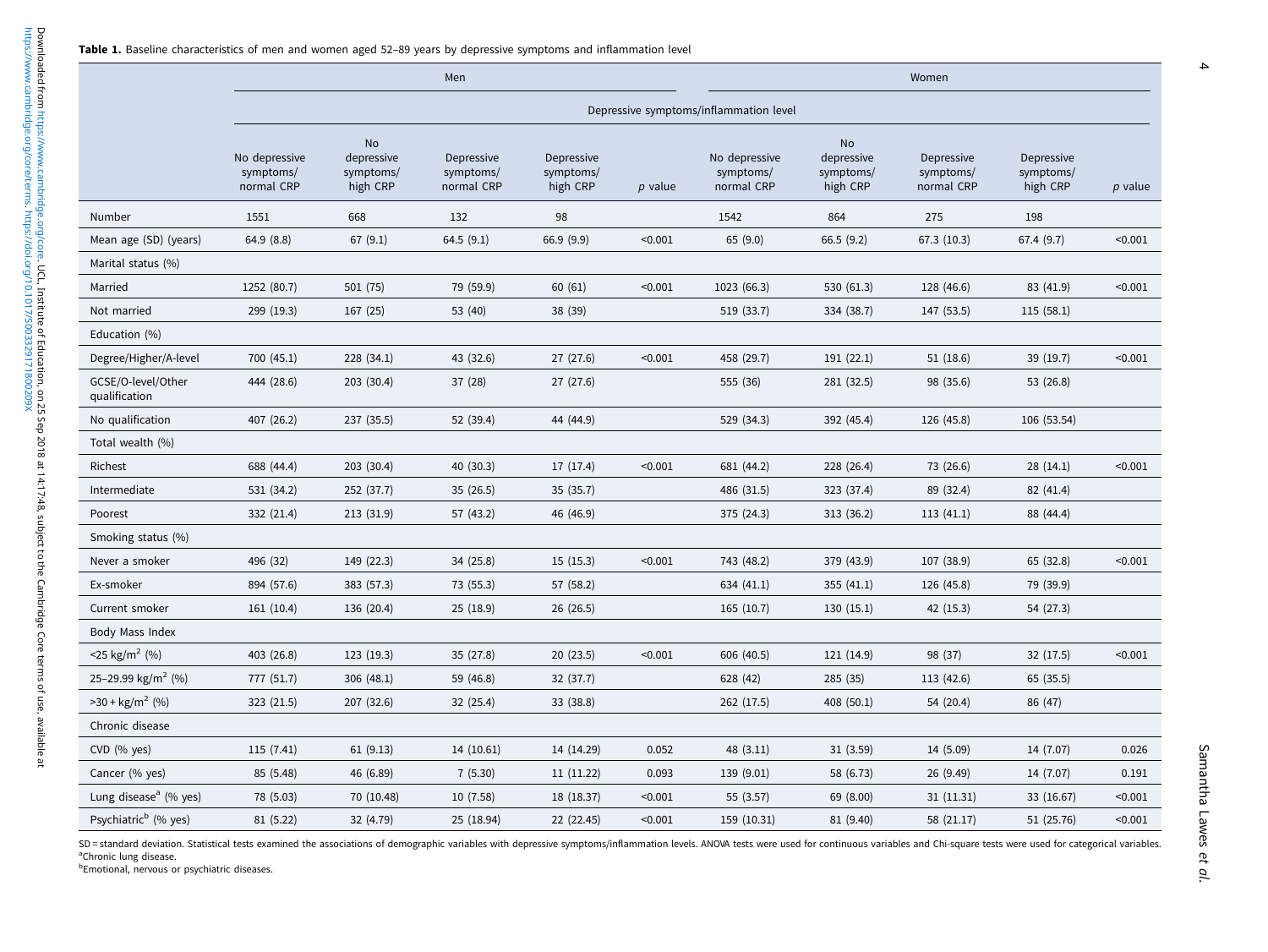**Table 1.** Baseline characteristics of men and women aged 52–89 years by depressive symptoms and inflammation level

| | Men | | | | | Women | | | | |
|---|---|---|---|---|---|---|---|---|---|---|
| | Depressive symptoms/inflammation level | | | | | | | | | |
| | No depressive symptoms/ normal CRP | No depressive symptoms/ high CRP | Depressive symptoms/ normal CRP | Depressive symptoms/ high CRP | *p* value | No depressive symptoms/ normal CRP | No depressive symptoms/ high CRP | Depressive symptoms/ normal CRP | Depressive symptoms/ high CRP | *p* value |
| Number | 1551 | 668 | 132 | 98 | | 1542 | 864 | 275 | 198 | |
| Mean age (SD) (years) | 64.9 (8.8) | 67 (9.1) | 64.5 (9.1) | 66.9 (9.9) | <0.001 | 65 (9.0) | 66.5 (9.2) | 67.3 (10.3) | 67.4 (9.7) | <0.001 |
| Marital status (%) | | | | | | | | | | |
| Married | 1252 (80.7) | 501 (75) | 79 (59.9) | 60 (61) | <0.001 | 1023 (66.3) | 530 (61.3) | 128 (46.6) | 83 (41.9) | <0.001 |
| Not married | 299 (19.3) | 167 (25) | 53 (40) | 38 (39) | | 519 (33.7) | 334 (38.7) | 147 (53.5) | 115 (58.1) | |
| Education (%) | | | | | | | | | | |
| Degree/Higher/A-level | 700 (45.1) | 228 (34.1) | 43 (32.6) | 27 (27.6) | <0.001 | 458 (29.7) | 191 (22.1) | 51 (18.6) | 39 (19.7) | <0.001 |
| GCSE/O-level/Other qualification | 444 (28.6) | 203 (30.4) | 37 (28) | 27 (27.6) | | 555 (36) | 281 (32.5) | 98 (35.6) | 53 (26.8) | |
| No qualification | 407 (26.2) | 237 (35.5) | 52 (39.4) | 44 (44.9) | | 529 (34.3) | 392 (45.4) | 126 (45.8) | 106 (53.54) | |
| Total wealth (%) | | | | | | | | | | |
| Richest | 688 (44.4) | 203 (30.4) | 40 (30.3) | 17 (17.4) | <0.001 | 681 (44.2) | 228 (26.4) | 73 (26.6) | 28 (14.1) | <0.001 |
| Intermediate | 531 (34.2) | 252 (37.7) | 35 (26.5) | 35 (35.7) | | 486 (31.5) | 323 (37.4) | 89 (32.4) | 82 (41.4) | |
| Poorest | 332 (21.4) | 213 (31.9) | 57 (43.2) | 46 (46.9) | | 375 (24.3) | 313 (36.2) | 113 (41.1) | 88 (44.4) | |
| Smoking status (%) | | | | | | | | | | |
| Never a smoker | 496 (32) | 149 (22.3) | 34 (25.8) | 15 (15.3) | <0.001 | 743 (48.2) | 379 (43.9) | 107 (38.9) | 65 (32.8) | <0.001 |
| Ex-smoker | 894 (57.6) | 383 (57.3) | 73 (55.3) | 57 (58.2) | | 634 (41.1) | 355 (41.1) | 126 (45.8) | 79 (39.9) | |
| Current smoker | 161 (10.4) | 136 (20.4) | 25 (18.9) | 26 (26.5) | | 165 (10.7) | 130 (15.1) | 42 (15.3) | 54 (27.3) | |
| Body Mass Index | | | | | | | | | | |
| <25 kg/m$^2$ (%) | 403 (26.8) | 123 (19.3) | 35 (27.8) | 20 (23.5) | <0.001 | 606 (40.5) | 121 (14.9) | 98 (37) | 32 (17.5) | <0.001 |
| 25–29.99 kg/m$^2$ (%) | 777 (51.7) | 306 (48.1) | 59 (46.8) | 32 (37.7) | | 628 (42) | 285 (35) | 113 (42.6) | 65 (35.5) | |
| >30 + kg/m$^2$ (%) | 323 (21.5) | 207 (32.6) | 32 (25.4) | 33 (38.8) | | 262 (17.5) | 408 (50.1) | 54 (20.4) | 86 (47) | |
| Chronic disease | | | | | | | | | | |
| CVD (% yes) | 115 (7.41) | 61 (9.13) | 14 (10.61) | 14 (14.29) | 0.052 | 48 (3.11) | 31 (3.59) | 14 (5.09) | 14 (7.07) | 0.026 |
| Cancer (% yes) | 85 (5.48) | 46 (6.89) | 7 (5.30) | 11 (11.22) | 0.093 | 139 (9.01) | 58 (6.73) | 26 (9.49) | 14 (7.07) | 0.191 |
| Lung disease[a] (% yes) | 78 (5.03) | 70 (10.48) | 10 (7.58) | 18 (18.37) | <0.001 | 55 (3.57) | 69 (8.00) | 31 (11.31) | 33 (16.67) | <0.001 |
| Psychiatric[b] (% yes) | 81 (5.22) | 32 (4.79) | 25 (18.94) | 22 (22.45) | <0.001 | 159 (10.31) | 81 (9.40) | 58 (21.17) | 51 (25.76) | <0.001 |

SD = standard deviation. Statistical tests examined the associations of demographic variables with depressive symptoms/inflammation levels. ANOVA tests were used for continuous variables and Chi-square tests were used for categorical variables.
[a]Chronic lung disease.
[b]Emotional, nervous or psychiatric diseases.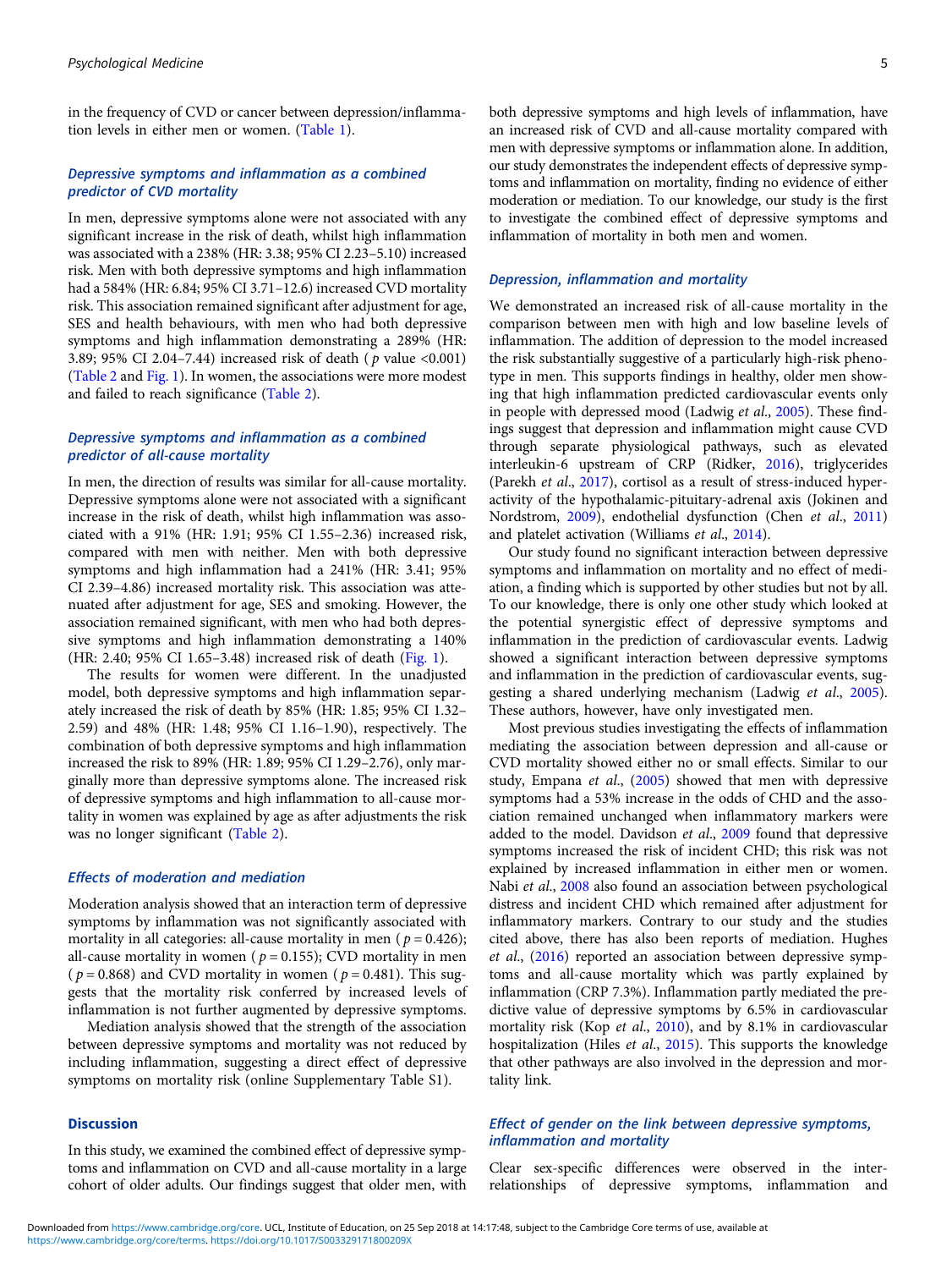in the frequency of CVD or cancer between depression/inflammation levels in either men or women. (Table 1).

### *Depressive symptoms and inflammation as a combined predictor of CVD mortality*

In men, depressive symptoms alone were not associated with any significant increase in the risk of death, whilst high inflammation was associated with a 238% (HR: 3.38; 95% CI 2.23–5.10) increased risk. Men with both depressive symptoms and high inflammation had a 584% (HR: 6.84; 95% CI 3.71–12.6) increased CVD mortality risk. This association remained significant after adjustment for age, SES and health behaviours, with men who had both depressive symptoms and high inflammation demonstrating a 289% (HR: 3.89; 95% CI 2.04–7.44) increased risk of death ( $p$ value <0.001) (Table 2 and Fig. 1). In women, the associations were more modest and failed to reach significance (Table 2).

### *Depressive symptoms and inflammation as a combined predictor of all-cause mortality*

In men, the direction of results was similar for all-cause mortality. Depressive symptoms alone were not associated with a significant increase in the risk of death, whilst high inflammation was associated with a 91% (HR: 1.91; 95% CI 1.55–2.36) increased risk, compared with men with neither. Men with both depressive symptoms and high inflammation had a 241% (HR: 3.41; 95% CI 2.39–4.86) increased mortality risk. This association was attenuated after adjustment for age, SES and smoking. However, the association remained significant, with men who had both depressive symptoms and high inflammation demonstrating a 140% (HR: 2.40; 95% CI 1.65–3.48) increased risk of death (Fig. 1).

The results for women were different. In the unadjusted model, both depressive symptoms and high inflammation separately increased the risk of death by 85% (HR: 1.85; 95% CI 1.32–2.59) and 48% (HR: 1.48; 95% CI 1.16–1.90), respectively. The combination of both depressive symptoms and high inflammation increased the risk to 89% (HR: 1.89; 95% CI 1.29–2.76), only marginally more than depressive symptoms alone. The increased risk of depressive symptoms and high inflammation to all-cause mortality in women was explained by age as after adjustments the risk was no longer significant (Table 2).

### *Effects of moderation and mediation*

Moderation analysis showed that an interaction term of depressive symptoms by inflammation was not significantly associated with mortality in all categories: all-cause mortality in men ( $p = 0.426$); all-cause mortality in women ( $p = 0.155$); CVD mortality in men ( $p = 0.868$) and CVD mortality in women ( $p = 0.481$). This suggests that the mortality risk conferred by increased levels of inflammation is not further augmented by depressive symptoms.

Mediation analysis showed that the strength of the association between depressive symptoms and mortality was not reduced by including inflammation, suggesting a direct effect of depressive symptoms on mortality risk (online Supplementary Table S1).

## Discussion

In this study, we examined the combined effect of depressive symptoms and inflammation on CVD and all-cause mortality in a large cohort of older adults. Our findings suggest that older men, with both depressive symptoms and high levels of inflammation, have an increased risk of CVD and all-cause mortality compared with men with depressive symptoms or inflammation alone. In addition, our study demonstrates the independent effects of depressive symptoms and inflammation on mortality, finding no evidence of either moderation or mediation. To our knowledge, our study is the first to investigate the combined effect of depressive symptoms and inflammation of mortality in both men and women.

### *Depression, inflammation and mortality*

We demonstrated an increased risk of all-cause mortality in the comparison between men with high and low baseline levels of inflammation. The addition of depression to the model increased the risk substantially suggestive of a particularly high-risk phenotype in men. This supports findings in healthy, older men showing that high inflammation predicted cardiovascular events only in people with depressed mood (Ladwig *et al*., 2005). These findings suggest that depression and inflammation might cause CVD through separate physiological pathways, such as elevated interleukin-6 upstream of CRP (Ridker, 2016), triglycerides (Parekh *et al*., 2017), cortisol as a result of stress-induced hyperactivity of the hypothalamic-pituitary-adrenal axis (Jokinen and Nordstrom, 2009), endothelial dysfunction (Chen *et al*., 2011) and platelet activation (Williams *et al*., 2014).

Our study found no significant interaction between depressive symptoms and inflammation on mortality and no effect of mediation, a finding which is supported by other studies but not by all. To our knowledge, there is only one other study which looked at the potential synergistic effect of depressive symptoms and inflammation in the prediction of cardiovascular events. Ladwig showed a significant interaction between depressive symptoms and inflammation in the prediction of cardiovascular events, suggesting a shared underlying mechanism (Ladwig *et al*., 2005). These authors, however, have only investigated men.

Most previous studies investigating the effects of inflammation mediating the association between depression and all-cause or CVD mortality showed either no or small effects. Similar to our study, Empana *et al*., (2005) showed that men with depressive symptoms had a 53% increase in the odds of CHD and the association remained unchanged when inflammatory markers were added to the model. Davidson *et al*., 2009 found that depressive symptoms increased the risk of incident CHD; this risk was not explained by increased inflammation in either men or women. Nabi *et al*., 2008 also found an association between psychological distress and incident CHD which remained after adjustment for inflammatory markers. Contrary to our study and the studies cited above, there has also been reports of mediation. Hughes *et al*., (2016) reported an association between depressive symptoms and all-cause mortality which was partly explained by inflammation (CRP 7.3%). Inflammation partly mediated the predictive value of depressive symptoms by 6.5% in cardiovascular mortality risk (Kop *et al*., 2010), and by 8.1% in cardiovascular hospitalization (Hiles *et al*., 2015). This supports the knowledge that other pathways are also involved in the depression and mortality link.

### *Effect of gender on the link between depressive symptoms, inflammation and mortality*

Clear sex-specific differences were observed in the inter-relationships of depressive symptoms, inflammation and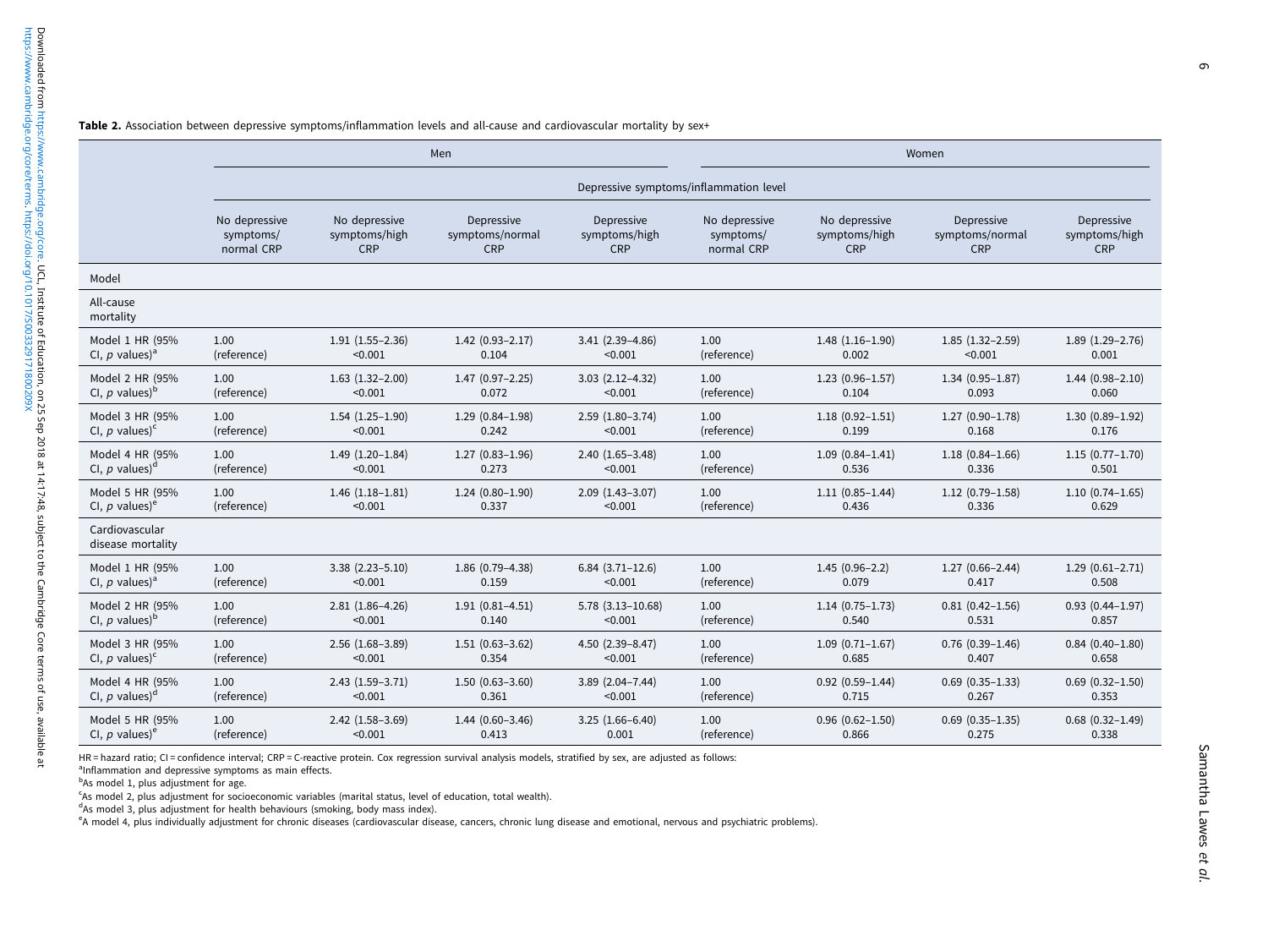**Table 2.** Association between depressive symptoms/inflammation levels and all-cause and cardiovascular mortality by sex+

| | Men | | | | Women | | | |
|---|---|---|---|---|---|---|---|---|
| | Depressive symptoms/inflammation level | | | | | | | |
| | No depressive symptoms/ normal CRP | No depressive symptoms/high CRP | Depressive symptoms/normal CRP | Depressive symptoms/high CRP | No depressive symptoms/ normal CRP | No depressive symptoms/high CRP | Depressive symptoms/normal CRP | Depressive symptoms/high CRP |
| Model | | | | | | | | |
| All-cause mortality | | | | | | | | |
| Model 1 HR (95% CI, *p* values)[a] | 1.00 (reference) | 1.91 (1.55–2.36) <0.001 | 1.42 (0.93–2.17) 0.104 | 3.41 (2.39–4.86) <0.001 | 1.00 (reference) | 1.48 (1.16–1.90) 0.002 | 1.85 (1.32–2.59) <0.001 | 1.89 (1.29–2.76) 0.001 |
| Model 2 HR (95% CI, *p* values)[b] | 1.00 (reference) | 1.63 (1.32–2.00) <0.001 | 1.47 (0.97–2.25) 0.072 | 3.03 (2.12–4.32) <0.001 | 1.00 (reference) | 1.23 (0.96–1.57) 0.104 | 1.34 (0.95–1.87) 0.093 | 1.44 (0.98–2.10) 0.060 |
| Model 3 HR (95% CI, *p* values)[c] | 1.00 (reference) | 1.54 (1.25–1.90) <0.001 | 1.29 (0.84–1.98) 0.242 | 2.59 (1.80–3.74) <0.001 | 1.00 (reference) | 1.18 (0.92–1.51) 0.199 | 1.27 (0.90–1.78) 0.168 | 1.30 (0.89–1.92) 0.176 |
| Model 4 HR (95% CI, *p* values)[d] | 1.00 (reference) | 1.49 (1.20–1.84) <0.001 | 1.27 (0.83–1.96) 0.273 | 2.40 (1.65–3.48) <0.001 | 1.00 (reference) | 1.09 (0.84–1.41) 0.536 | 1.18 (0.84–1.66) 0.336 | 1.15 (0.77–1.70) 0.501 |
| Model 5 HR (95% CI, *p* values)[e] | 1.00 (reference) | 1.46 (1.18–1.81) <0.001 | 1.24 (0.80–1.90) 0.337 | 2.09 (1.43–3.07) <0.001 | 1.00 (reference) | 1.11 (0.85–1.44) 0.436 | 1.12 (0.79–1.58) 0.336 | 1.10 (0.74–1.65) 0.629 |
| Cardiovascular disease mortality | | | | | | | | |
| Model 1 HR (95% CI, *p* values)[a] | 1.00 (reference) | 3.38 (2.23–5.10) <0.001 | 1.86 (0.79–4.38) 0.159 | 6.84 (3.71–12.6) <0.001 | 1.00 (reference) | 1.45 (0.96–2.2) 0.079 | 1.27 (0.66–2.44) 0.417 | 1.29 (0.61–2.71) 0.508 |
| Model 2 HR (95% CI, *p* values)[b] | 1.00 (reference) | 2.81 (1.86–4.26) <0.001 | 1.91 (0.81–4.51) 0.140 | 5.78 (3.13–10.68) <0.001 | 1.00 (reference) | 1.14 (0.75–1.73) 0.540 | 0.81 (0.42–1.56) 0.531 | 0.93 (0.44–1.97) 0.857 |
| Model 3 HR (95% CI, *p* values)[c] | 1.00 (reference) | 2.56 (1.68–3.89) <0.001 | 1.51 (0.63–3.62) 0.354 | 4.50 (2.39–8.47) <0.001 | 1.00 (reference) | 1.09 (0.71–1.67) 0.685 | 0.76 (0.39–1.46) 0.407 | 0.84 (0.40–1.80) 0.658 |
| Model 4 HR (95% CI, *p* values)[d] | 1.00 (reference) | 2.43 (1.59–3.71) <0.001 | 1.50 (0.63–3.60) 0.361 | 3.89 (2.04–7.44) <0.001 | 1.00 (reference) | 0.92 (0.59–1.44) 0.715 | 0.69 (0.35–1.33) 0.267 | 0.69 (0.32–1.50) 0.353 |
| Model 5 HR (95% CI, *p* values)[e] | 1.00 (reference) | 2.42 (1.58–3.69) <0.001 | 1.44 (0.60–3.46) 0.413 | 3.25 (1.66–6.40) 0.001 | 1.00 (reference) | 0.96 (0.62–1.50) 0.866 | 0.69 (0.35–1.35) 0.275 | 0.68 (0.32–1.49) 0.338 |

HR = hazard ratio; CI = confidence interval; CRP = C-reactive protein. Cox regression survival analysis models, stratified by sex, are adjusted as follows:
[a]Inflammation and depressive symptoms as main effects.
[b]As model 1, plus adjustment for age.
[c]As model 2, plus adjustment for socioeconomic variables (marital status, level of education, total wealth).
[d]As model 3, plus adjustment for health behaviours (smoking, body mass index).
[e]A model 4, plus individually adjustment for chronic diseases (cardiovascular disease, cancers, chronic lung disease and emotional, nervous and psychiatric problems).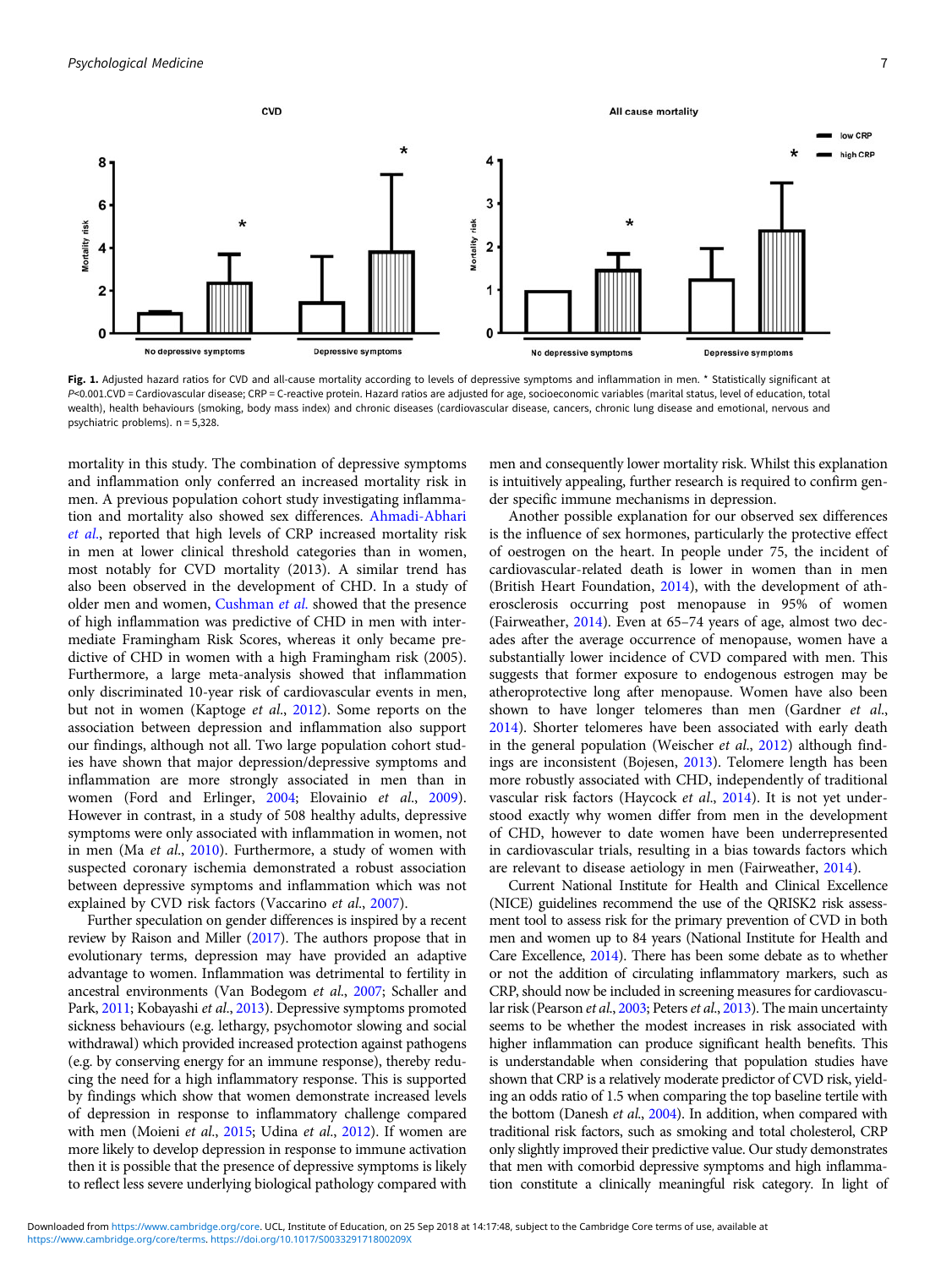**Fig. 1.** Adjusted hazard ratios for CVD and all-cause mortality according to levels of depressive symptoms and inflammation in men. * Statistically significant at $P<0.001$.CVD = Cardiovascular disease; CRP = C-reactive protein. Hazard ratios are adjusted for age, socioeconomic variables (marital status, level of education, total wealth), health behaviours (smoking, body mass index) and chronic diseases (cardiovascular disease, cancers, chronic lung disease and emotional, nervous and psychiatric problems). n = 5,328.

mortality in this study. The combination of depressive symptoms and inflammation only conferred an increased mortality risk in men. A previous population cohort study investigating inflammation and mortality also showed sex differences. Ahmadi-Abhari *et al.*, reported that high levels of CRP increased mortality risk in men at lower clinical threshold categories than in women, most notably for CVD mortality (2013). A similar trend has also been observed in the development of CHD. In a study of older men and women, Cushman *et al.* showed that the presence of high inflammation was predictive of CHD in men with intermediate Framingham Risk Scores, whereas it only became predictive of CHD in women with a high Framingham risk (2005). Furthermore, a large meta-analysis showed that inflammation only discriminated 10-year risk of cardiovascular events in men, but not in women (Kaptoge *et al.*, 2012). Some reports on the association between depression and inflammation also support our findings, although not all. Two large population cohort studies have shown that major depression/depressive symptoms and inflammation are more strongly associated in men than in women (Ford and Erlinger, 2004; Elovainio *et al.*, 2009). However in contrast, in a study of 508 healthy adults, depressive symptoms were only associated with inflammation in women, not in men (Ma *et al.*, 2010). Furthermore, a study of women with suspected coronary ischemia demonstrated a robust association between depressive symptoms and inflammation which was not explained by CVD risk factors (Vaccarino *et al.*, 2007).

Further speculation on gender differences is inspired by a recent review by Raison and Miller (2017). The authors propose that in evolutionary terms, depression may have provided an adaptive advantage to women. Inflammation was detrimental to fertility in ancestral environments (Van Bodegom *et al.*, 2007; Schaller and Park, 2011; Kobayashi *et al.*, 2013). Depressive symptoms promoted sickness behaviours (e.g. lethargy, psychomotor slowing and social withdrawal) which provided increased protection against pathogens (e.g. by conserving energy for an immune response), thereby reducing the need for a high inflammatory response. This is supported by findings which show that women demonstrate increased levels of depression in response to inflammatory challenge compared with men (Moieni *et al.*, 2015; Udina *et al.*, 2012). If women are more likely to develop depression in response to immune activation then it is possible that the presence of depressive symptoms is likely to reflect less severe underlying biological pathology compared with men and consequently lower mortality risk. Whilst this explanation is intuitively appealing, further research is required to confirm gender specific immune mechanisms in depression.

Another possible explanation for our observed sex differences is the influence of sex hormones, particularly the protective effect of oestrogen on the heart. In people under 75, the incident of cardiovascular-related death is lower in women than in men (British Heart Foundation, 2014), with the development of atherosclerosis occurring post menopause in 95% of women (Fairweather, 2014). Even at 65–74 years of age, almost two decades after the average occurrence of menopause, women have a substantially lower incidence of CVD compared with men. This suggests that former exposure to endogenous estrogen may be atheroprotective long after menopause. Women have also been shown to have longer telomeres than men (Gardner *et al.*, 2014). Shorter telomeres have been associated with early death in the general population (Weischer *et al.*, 2012) although findings are inconsistent (Bojesen, 2013). Telomere length has been more robustly associated with CHD, independently of traditional vascular risk factors (Haycock *et al.*, 2014). It is not yet understood exactly why women differ from men in the development of CHD, however to date women have been underrepresented in cardiovascular trials, resulting in a bias towards factors which are relevant to disease aetiology in men (Fairweather, 2014).

Current National Institute for Health and Clinical Excellence (NICE) guidelines recommend the use of the QRISK2 risk assessment tool to assess risk for the primary prevention of CVD in both men and women up to 84 years (National Institute for Health and Care Excellence, 2014). There has been some debate as to whether or not the addition of circulating inflammatory markers, such as CRP, should now be included in screening measures for cardiovascular risk (Pearson *et al.*, 2003; Peters *et al.*, 2013). The main uncertainty seems to be whether the modest increases in risk associated with higher inflammation can produce significant health benefits. This is understandable when considering that population studies have shown that CRP is a relatively moderate predictor of CVD risk, yielding an odds ratio of 1.5 when comparing the top baseline tertile with the bottom (Danesh *et al.*, 2004). In addition, when compared with traditional risk factors, such as smoking and total cholesterol, CRP only slightly improved their predictive value. Our study demonstrates that men with comorbid depressive symptoms and high inflammation constitute a clinically meaningful risk category. In light of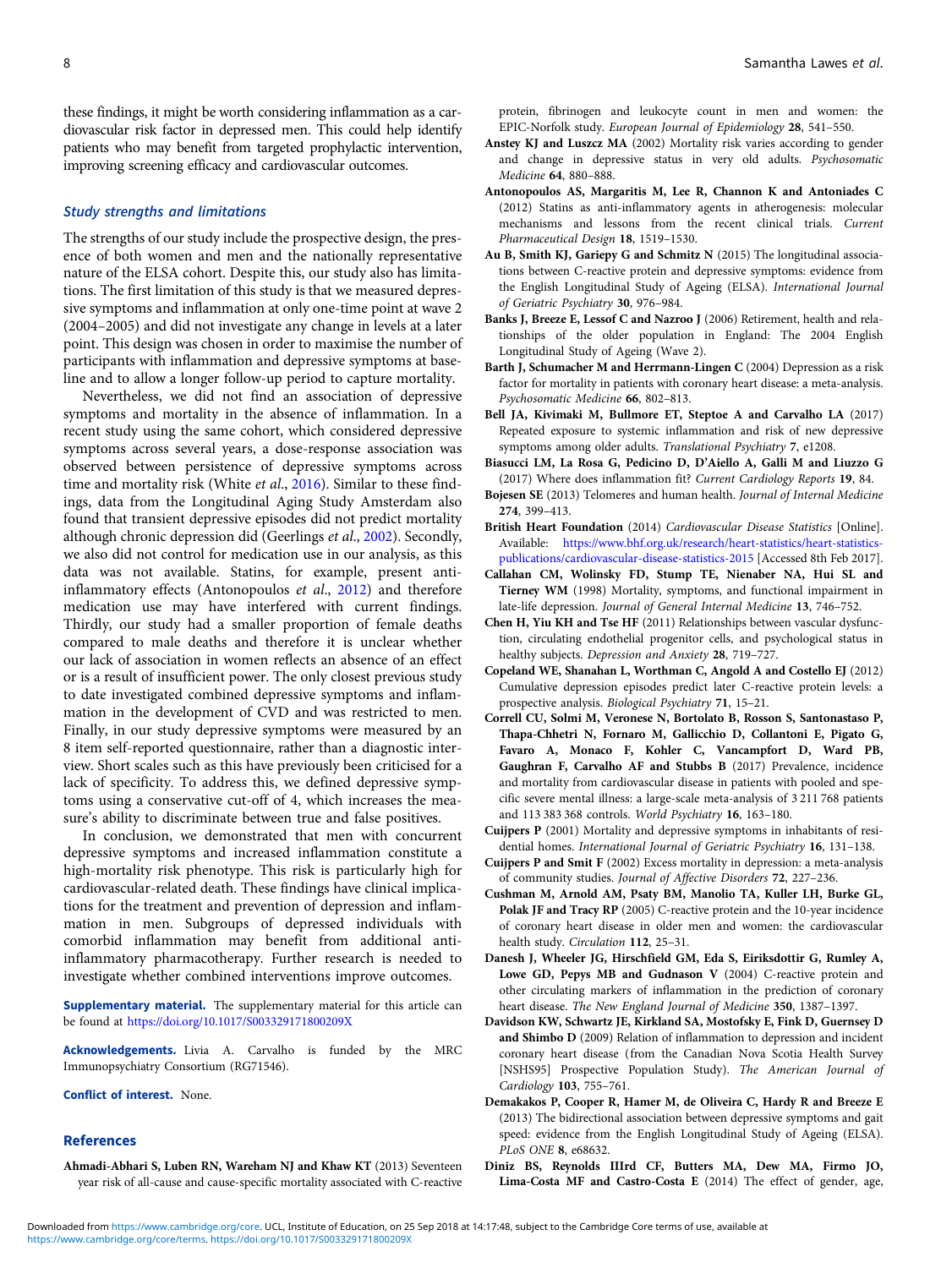these findings, it might be worth considering inflammation as a cardiovascular risk factor in depressed men. This could help identify patients who may benefit from targeted prophylactic intervention, improving screening efficacy and cardiovascular outcomes.

### Study strengths and limitations

The strengths of our study include the prospective design, the presence of both women and men and the nationally representative nature of the ELSA cohort. Despite this, our study also has limitations. The first limitation of this study is that we measured depressive symptoms and inflammation at only one-time point at wave 2 (2004–2005) and did not investigate any change in levels at a later point. This design was chosen in order to maximise the number of participants with inflammation and depressive symptoms at baseline and to allow a longer follow-up period to capture mortality.

Nevertheless, we did not find an association of depressive symptoms and mortality in the absence of inflammation. In a recent study using the same cohort, which considered depressive symptoms across several years, a dose-response association was observed between persistence of depressive symptoms across time and mortality risk (White *et al*., 2016). Similar to these findings, data from the Longitudinal Aging Study Amsterdam also found that transient depressive episodes did not predict mortality although chronic depression did (Geerlings *et al*., 2002). Secondly, we also did not control for medication use in our analysis, as this data was not available. Statins, for example, present anti-inflammatory effects (Antonopoulos *et al*., 2012) and therefore medication use may have interfered with current findings. Thirdly, our study had a smaller proportion of female deaths compared to male deaths and therefore it is unclear whether our lack of association in women reflects an absence of an effect or is a result of insufficient power. The only closest previous study to date investigated combined depressive symptoms and inflammation in the development of CVD and was restricted to men. Finally, in our study depressive symptoms were measured by an 8 item self-reported questionnaire, rather than a diagnostic interview. Short scales such as this have previously been criticised for a lack of specificity. To address this, we defined depressive symptoms using a conservative cut-off of 4, which increases the measure's ability to discriminate between true and false positives.

In conclusion, we demonstrated that men with concurrent depressive symptoms and increased inflammation constitute a high-mortality risk phenotype. This risk is particularly high for cardiovascular-related death. These findings have clinical implications for the treatment and prevention of depression and inflammation in men. Subgroups of depressed individuals with comorbid inflammation may benefit from additional anti-inflammatory pharmacotherapy. Further research is needed to investigate whether combined interventions improve outcomes.

**Supplementary material.** The supplementary material for this article can be found at https://doi.org/10.1017/S003329171800209X

**Acknowledgements.** Livia A. Carvalho is funded by the MRC Immunopsychiatry Consortium (RG71546).

**Conflict of interest.** None.

## References

**Ahmadi-Abhari S, Luben RN, Wareham NJ and Khaw KT** (2013) Seventeen year risk of all-cause and cause-specific mortality associated with C-reactive protein, fibrinogen and leukocyte count in men and women: the EPIC-Norfolk study. *European Journal of Epidemiology* **28**, 541–550.

**Anstey KJ and Luszcz MA** (2002) Mortality risk varies according to gender and change in depressive status in very old adults. *Psychosomatic Medicine* **64**, 880–888.

**Antonopoulos AS, Margaritis M, Lee R, Channon K and Antoniades C** (2012) Statins as anti-inflammatory agents in atherogenesis: molecular mechanisms and lessons from the recent clinical trials. *Current Pharmaceutical Design* **18**, 1519–1530.

**Au B, Smith KJ, Gariepy G and Schmitz N** (2015) The longitudinal associations between C-reactive protein and depressive symptoms: evidence from the English Longitudinal Study of Ageing (ELSA). *International Journal of Geriatric Psychiatry* **30**, 976–984.

**Banks J, Breeze E, Lessof C and Nazroo J** (2006) Retirement, health and relationships of the older population in England: The 2004 English Longitudinal Study of Ageing (Wave 2).

**Barth J, Schumacher M and Herrmann-Lingen C** (2004) Depression as a risk factor for mortality in patients with coronary heart disease: a meta-analysis. *Psychosomatic Medicine* **66**, 802–813.

**Bell JA, Kivimaki M, Bullmore ET, Steptoe A and Carvalho LA** (2017) Repeated exposure to systemic inflammation and risk of new depressive symptoms among older adults. *Translational Psychiatry* **7**, e1208.

**Biasucci LM, La Rosa G, Pedicino D, D'Aiello A, Galli M and Liuzzo G** (2017) Where does inflammation fit? *Current Cardiology Reports* **19**, 84.

**Bojesen SE** (2013) Telomeres and human health. *Journal of Internal Medicine* **274**, 399–413.

**British Heart Foundation** (2014) *Cardiovascular Disease Statistics* [Online]. Available: https://www.bhf.org.uk/research/heart-statistics/heart-statistics-publications/cardiovascular-disease-statistics-2015 [Accessed 8th Feb 2017].

**Callahan CM, Wolinsky FD, Stump TE, Nienaber NA, Hui SL and Tierney WM** (1998) Mortality, symptoms, and functional impairment in late-life depression. *Journal of General Internal Medicine* **13**, 746–752.

**Chen H, Yiu KH and Tse HF** (2011) Relationships between vascular dysfunction, circulating endothelial progenitor cells, and psychological status in healthy subjects. *Depression and Anxiety* **28**, 719–727.

**Copeland WE, Shanahan L, Worthman C, Angold A and Costello EJ** (2012) Cumulative depression episodes predict later C-reactive protein levels: a prospective analysis. *Biological Psychiatry* **71**, 15–21.

**Correll CU, Solmi M, Veronese N, Bortolato B, Rosson S, Santonastaso P, Thapa-Chhetri N, Fornaro M, Gallicchio D, Collantoni E, Pigato G, Favaro A, Monaco F, Kohler C, Vancampfort D, Ward PB, Gaughran F, Carvalho AF and Stubbs B** (2017) Prevalence, incidence and mortality from cardiovascular disease in patients with pooled and specific severe mental illness: a large-scale meta-analysis of 3 211 768 patients and 113 383 368 controls. *World Psychiatry* **16**, 163–180.

**Cuijpers P** (2001) Mortality and depressive symptoms in inhabitants of residential homes. *International Journal of Geriatric Psychiatry* **16**, 131–138.

**Cuijpers P and Smit F** (2002) Excess mortality in depression: a meta-analysis of community studies. *Journal of Affective Disorders* **72**, 227–236.

**Cushman M, Arnold AM, Psaty BM, Manolio TA, Kuller LH, Burke GL, Polak JF and Tracy RP** (2005) C-reactive protein and the 10-year incidence of coronary heart disease in older men and women: the cardiovascular health study. *Circulation* **112**, 25–31.

**Danesh J, Wheeler JG, Hirschfield GM, Eda S, Eiriksdottir G, Rumley A, Lowe GD, Pepys MB and Gudnason V** (2004) C-reactive protein and other circulating markers of inflammation in the prediction of coronary heart disease. *The New England Journal of Medicine* **350**, 1387–1397.

**Davidson KW, Schwartz JE, Kirkland SA, Mostofsky E, Fink D, Guernsey D and Shimbo D** (2009) Relation of inflammation to depression and incident coronary heart disease (from the Canadian Nova Scotia Health Survey [NSHS95] Prospective Population Study). *The American Journal of Cardiology* **103**, 755–761.

**Demakakos P, Cooper R, Hamer M, de Oliveira C, Hardy R and Breeze E** (2013) The bidirectional association between depressive symptoms and gait speed: evidence from the English Longitudinal Study of Ageing (ELSA). *PLoS ONE* **8**, e68632.

**Diniz BS, Reynolds IIIrd CF, Butters MA, Dew MA, Firmo JO, Lima-Costa MF and Castro-Costa E** (2014) The effect of gender, age,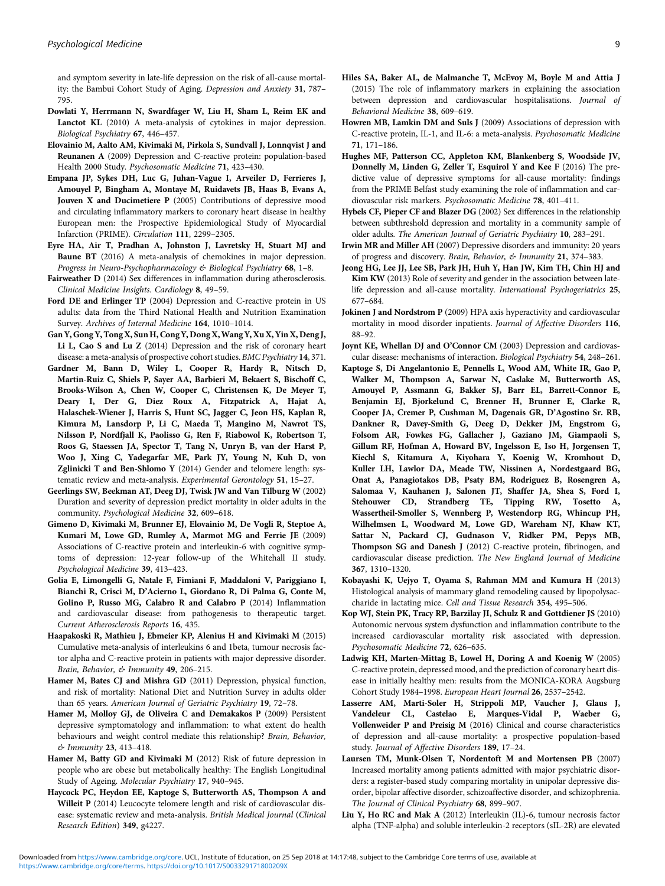and symptom severity in late-life depression on the risk of all-cause mortality: the Bambui Cohort Study of Aging. *Depression and Anxiety* **31**, 787–795.

**Dowlati Y, Herrmann N, Swardfager W, Liu H, Sham L, Reim EK and Lanctot KL** (2010) A meta-analysis of cytokines in major depression. *Biological Psychiatry* **67**, 446–457.

**Elovainio M, Aalto AM, Kivimaki M, Pirkola S, Sundvall J, Lonnqvist J and Reunanen A** (2009) Depression and C-reactive protein: population-based Health 2000 Study. *Psychosomatic Medicine* **71**, 423–430.

**Empana JP, Sykes DH, Luc G, Juhan-Vague I, Arveiler D, Ferrieres J, Amouyel P, Bingham A, Montaye M, Ruidavets JB, Haas B, Evans A, Jouven X and Ducimetiere P** (2005) Contributions of depressive mood and circulating inflammatory markers to coronary heart disease in healthy European men: the Prospective Epidemiological Study of Myocardial Infarction (PRIME). *Circulation* **111**, 2299–2305.

**Eyre HA, Air T, Pradhan A, Johnston J, Lavretsky H, Stuart MJ and Baune BT** (2016) A meta-analysis of chemokines in major depression. *Progress in Neuro-Psychopharmacology & Biological Psychiatry* **68**, 1–8.

**Fairweather D** (2014) Sex differences in inflammation during atherosclerosis. *Clinical Medicine Insights. Cardiology* **8**, 49–59.

**Ford DE and Erlinger TP** (2004) Depression and C-reactive protein in US adults: data from the Third National Health and Nutrition Examination Survey. *Archives of Internal Medicine* **164**, 1010–1014.

**Gan Y, Gong Y, Tong X, Sun H, Cong Y, Dong X, Wang Y, Xu X, Yin X, Deng J, Li L, Cao S and Lu Z** (2014) Depression and the risk of coronary heart disease: a meta-analysis of prospective cohort studies. *BMC Psychiatry* **14**, 371.

**Gardner M, Bann D, Wiley L, Cooper R, Hardy R, Nitsch D, Martin-Ruiz C, Shiels P, Sayer AA, Barbieri M, Bekaert S, Bischoff C, Brooks-Wilson A, Chen W, Cooper C, Christensen K, De Meyer T, Deary I, Der G, Diez Roux A, Fitzpatrick A, Hajat A, Halaschek-Wiener J, Harris S, Hunt SC, Jagger C, Jeon HS, Kaplan R, Kimura M, Lansdorp P, Li C, Maeda T, Mangino M, Nawrot TS, Nilsson P, Nordfjall K, Paolisso G, Ren F, Riabowol K, Robertson T, Roos G, Staessen JA, Spector T, Tang N, Unryn B, van der Harst P, Woo J, Xing C, Yadegarfar ME, Park JY, Young N, Kuh D, von Zglinicki T and Ben-Shlomo Y** (2014) Gender and telomere length: systematic review and meta-analysis. *Experimental Gerontology* **51**, 15–27.

**Geerlings SW, Beekman AT, Deeg DJ, Twisk JW and Van Tilburg W** (2002) Duration and severity of depression predict mortality in older adults in the community. *Psychological Medicine* **32**, 609–618.

**Gimeno D, Kivimaki M, Brunner EJ, Elovainio M, De Vogli R, Steptoe A, Kumari M, Lowe GD, Rumley A, Marmot MG and Ferrie JE** (2009) Associations of C-reactive protein and interleukin-6 with cognitive symptoms of depression: 12-year follow-up of the Whitehall II study. *Psychological Medicine* **39**, 413–423.

**Golia E, Limongelli G, Natale F, Fimiani F, Maddaloni V, Pariggiano I, Bianchi R, Crisci M, D'Acierno L, Giordano R, Di Palma G, Conte M, Golino P, Russo MG, Calabro R and Calabro P** (2014) Inflammation and cardiovascular disease: from pathogenesis to therapeutic target. *Current Atherosclerosis Reports* **16**, 435.

**Haapakoski R, Mathieu J, Ebmeier KP, Alenius H and Kivimaki M** (2015) Cumulative meta-analysis of interleukins 6 and 1beta, tumour necrosis factor alpha and C-reactive protein in patients with major depressive disorder. *Brain, Behavior, & Immunity* **49**, 206–215.

**Hamer M, Bates CJ and Mishra GD** (2011) Depression, physical function, and risk of mortality: National Diet and Nutrition Survey in adults older than 65 years. *American Journal of Geriatric Psychiatry* **19**, 72–78.

**Hamer M, Molloy GJ, de Oliveira C and Demakakos P** (2009) Persistent depressive symptomatology and inflammation: to what extent do health behaviours and weight control mediate this relationship? *Brain, Behavior, & Immunity* **23**, 413–418.

**Hamer M, Batty GD and Kivimaki M** (2012) Risk of future depression in people who are obese but metabolically healthy: The English Longitudinal Study of Ageing. *Molecular Psychiatry* **17**, 940–945.

**Haycock PC, Heydon EE, Kaptoge S, Butterworth AS, Thompson A and Willeit P** (2014) Leucocyte telomere length and risk of cardiovascular disease: systematic review and meta-analysis. *British Medical Journal (Clinical Research Edition)* **349**, g4227.

**Hiles SA, Baker AL, de Malmanche T, McEvoy M, Boyle M and Attia J** (2015) The role of inflammatory markers in explaining the association between depression and cardiovascular hospitalisations. *Journal of Behavioral Medicine* **38**, 609–619.

**Howren MB, Lamkin DM and Suls J** (2009) Associations of depression with C-reactive protein, IL-1, and IL-6: a meta-analysis. *Psychosomatic Medicine* **71**, 171–186.

**Hughes MF, Patterson CC, Appleton KM, Blankenberg S, Woodside JV, Donnelly M, Linden G, Zeller T, Esquirol Y and Kee F** (2016) The predictive value of depressive symptoms for all-cause mortality: findings from the PRIME Belfast study examining the role of inflammation and cardiovascular risk markers. *Psychosomatic Medicine* **78**, 401–411.

**Hybels CF, Pieper CF and Blazer DG** (2002) Sex differences in the relationship between subthreshold depression and mortality in a community sample of older adults. *The American Journal of Geriatric Psychiatry* **10**, 283–291.

**Irwin MR and Miller AH** (2007) Depressive disorders and immunity: 20 years of progress and discovery. *Brain, Behavior, & Immunity* **21**, 374–383.

**Jeong HG, Lee JJ, Lee SB, Park JH, Huh Y, Han JW, Kim TH, Chin HJ and Kim KW** (2013) Role of severity and gender in the association between late-life depression and all-cause mortality. *International Psychogeriatrics* **25**, 677–684.

**Jokinen J and Nordstrom P** (2009) HPA axis hyperactivity and cardiovascular mortality in mood disorder inpatients. *Journal of Affective Disorders* **116**, 88–92.

**Joynt KE, Whellan DJ and O'Connor CM** (2003) Depression and cardiovascular disease: mechanisms of interaction. *Biological Psychiatry* **54**, 248–261.

**Kaptoge S, Di Angelantonio E, Pennells L, Wood AM, White IR, Gao P, Walker M, Thompson A, Sarwar N, Caslake M, Butterworth AS, Amouyel P, Assmann G, Bakker SJ, Barr EL, Barrett-Connor E, Benjamin EJ, Bjorkelund C, Brenner H, Brunner E, Clarke R, Cooper JA, Cremer P, Cushman M, Dagenais GR, D'Agostino Sr. RB, Dankner R, Davey-Smith G, Deeg D, Dekker JM, Engstrom G, Folsom AR, Fowkes FG, Gallacher J, Gaziano JM, Giampaoli S, Gillum RF, Hofman A, Howard BV, Ingelsson E, Iso H, Jorgensen T, Kiechl S, Kitamura A, Kiyohara Y, Koenig W, Kromhout D, Kuller LH, Lawlor DA, Meade TW, Nissinen A, Nordestgaard BG, Onat A, Panagiotakos DB, Psaty BM, Rodriguez B, Rosengren A, Salomaa V, Kauhanen J, Salonen JT, Shaffer JA, Shea S, Ford I, Stehouwer CD, Strandberg TE, Tipping RW, Tosetto A, Wassertheil-Smoller S, Wennberg P, Westendorp RG, Whincup PH, Wilhelmsen L, Woodward M, Lowe GD, Wareham NJ, Khaw KT, Sattar N, Packard CJ, Gudnason V, Ridker PM, Pepys MB, Thompson SG and Danesh J** (2012) C-reactive protein, fibrinogen, and cardiovascular disease prediction. *The New England Journal of Medicine* **367**, 1310–1320.

**Kobayashi K, Uejyo T, Oyama S, Rahman MM and Kumura H** (2013) Histological analysis of mammary gland remodeling caused by lipopolysaccharide in lactating mice. *Cell and Tissue Research* **354**, 495–506.

**Kop WJ, Stein PK, Tracy RP, Barzilay JI, Schulz R and Gottdiener JS** (2010) Autonomic nervous system dysfunction and inflammation contribute to the increased cardiovascular mortality risk associated with depression. *Psychosomatic Medicine* **72**, 626–635.

**Ladwig KH, Marten-Mittag B, Lowel H, Doring A and Koenig W** (2005) C-reactive protein, depressed mood, and the prediction of coronary heart disease in initially healthy men: results from the MONICA-KORA Augsburg Cohort Study 1984–1998. *European Heart Journal* **26**, 2537–2542.

**Lasserre AM, Marti-Soler H, Strippoli MP, Vaucher J, Glaus J, Vandeleur CL, Castelao E, Marques-Vidal P, Waeber G, Vollenweider P and Preisig M** (2016) Clinical and course characteristics of depression and all-cause mortality: a prospective population-based study. *Journal of Affective Disorders* **189**, 17–24.

**Laursen TM, Munk-Olsen T, Nordentoft M and Mortensen PB** (2007) Increased mortality among patients admitted with major psychiatric disorders: a register-based study comparing mortality in unipolar depressive disorder, bipolar affective disorder, schizoaffective disorder, and schizophrenia. *The Journal of Clinical Psychiatry* **68**, 899–907.

**Liu Y, Ho RC and Mak A** (2012) Interleukin (IL)-6, tumour necrosis factor alpha (TNF-alpha) and soluble interleukin-2 receptors (sIL-2R) are elevated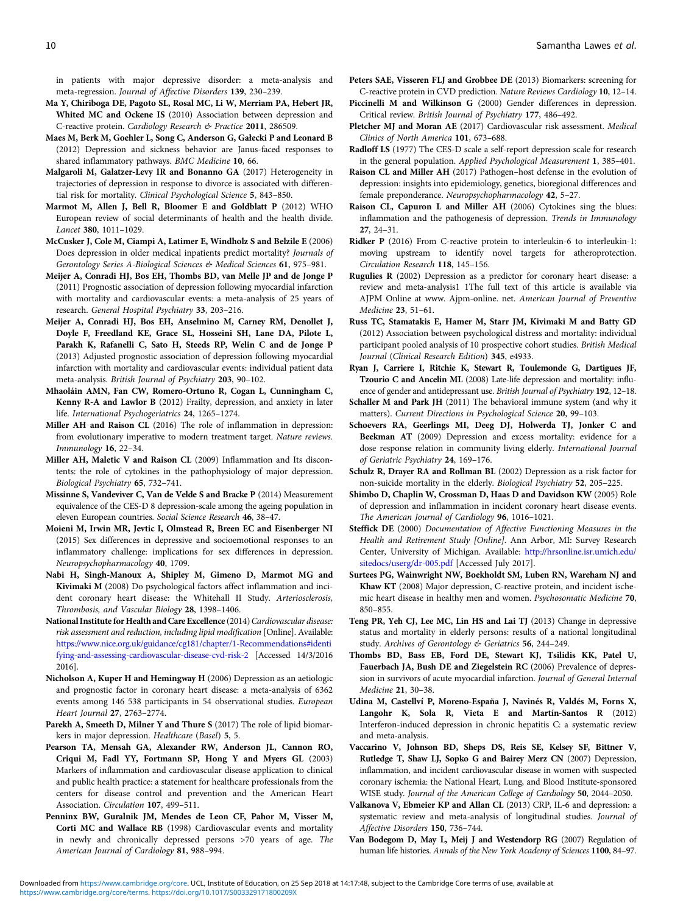in patients with major depressive disorder: a meta-analysis and meta-regression. *Journal of Affective Disorders* **139**, 230–239.

**Ma Y, Chiriboga DE, Pagoto SL, Rosal MC, Li W, Merriam PA, Hebert JR, Whited MC and Ockene IS** (2010) Association between depression and C-reactive protein. *Cardiology Research & Practice* **2011**, 286509.

**Maes M, Berk M, Goehler L, Song C, Anderson G, Gałecki P and Leonard B** (2012) Depression and sickness behavior are Janus-faced responses to shared inflammatory pathways. *BMC Medicine* **10**, 66.

**Malgaroli M, Galatzer-Levy IR and Bonanno GA** (2017) Heterogeneity in trajectories of depression in response to divorce is associated with differential risk for mortality. *Clinical Psychological Science* **5**, 843–850.

**Marmot M, Allen J, Bell R, Bloomer E and Goldblatt P** (2012) WHO European review of social determinants of health and the health divide. *Lancet* **380**, 1011–1029.

**McCusker J, Cole M, Ciampi A, Latimer E, Windholz S and Belzile E** (2006) Does depression in older medical inpatients predict mortality? *Journals of Gerontology Series A-Biological Sciences & Medical Sciences* **61**, 975–981.

**Meijer A, Conradi HJ, Bos EH, Thombs BD, van Melle JP and de Jonge P** (2011) Prognostic association of depression following myocardial infarction with mortality and cardiovascular events: a meta-analysis of 25 years of research. *General Hospital Psychiatry* **33**, 203–216.

**Meijer A, Conradi HJ, Bos EH, Anselmino M, Carney RM, Denollet J, Doyle F, Freedland KE, Grace SL, Hosseini SH, Lane DA, Pilote L, Parakh K, Rafanelli C, Sato H, Steeds RP, Welin C and de Jonge P** (2013) Adjusted prognostic association of depression following myocardial infarction with mortality and cardiovascular events: individual patient data meta-analysis. *British Journal of Psychiatry* **203**, 90–102.

**Mhaoláin AMN, Fan CW, Romero-Ortuno R, Cogan L, Cunningham C, Kenny R-A and Lawlor B** (2012) Frailty, depression, and anxiety in later life. *International Psychogeriatrics* **24**, 1265–1274.

**Miller AH and Raison CL** (2016) The role of inflammation in depression: from evolutionary imperative to modern treatment target. *Nature reviews. Immunology* **16**, 22–34.

**Miller AH, Maletic V and Raison CL** (2009) Inflammation and Its discontents: the role of cytokines in the pathophysiology of major depression. *Biological Psychiatry* **65**, 732–741.

**Missinne S, Vandeviver C, Van de Velde S and Bracke P** (2014) Measurement equivalence of the CES-D 8 depression-scale among the ageing population in eleven European countries. *Social Science Research* **46**, 38–47.

**Moieni M, Irwin MR, Jevtic I, Olmstead R, Breen EC and Eisenberger NI** (2015) Sex differences in depressive and socioemotional responses to an inflammatory challenge: implications for sex differences in depression. *Neuropsychopharmacology* **40**, 1709.

**Nabi H, Singh-Manoux A, Shipley M, Gimeno D, Marmot MG and Kivimaki M** (2008) Do psychological factors affect inflammation and incident coronary heart disease: the Whitehall II Study. *Arteriosclerosis, Thrombosis, and Vascular Biology* **28**, 1398–1406.

**National Institute for Health and Care Excellence** (2014) *Cardiovascular disease: risk assessment and reduction, including lipid modification* [Online]. Available: https://www.nice.org.uk/guidance/cg181/chapter/1-Recommendations#identifying-and-assessing-cardiovascular-disease-cvd-risk-2 [Accessed 14/3/2016 2016].

**Nicholson A, Kuper H and Hemingway H** (2006) Depression as an aetiologic and prognostic factor in coronary heart disease: a meta-analysis of 6362 events among 146 538 participants in 54 observational studies. *European Heart Journal* **27**, 2763–2774.

**Parekh A, Smeeth D, Milner Y and Thure S** (2017) The role of lipid biomarkers in major depression. *Healthcare (Basel)* **5**, 5.

**Pearson TA, Mensah GA, Alexander RW, Anderson JL, Cannon RO, Criqui M, Fadl YY, Fortmann SP, Hong Y and Myers GL** (2003) Markers of inflammation and cardiovascular disease application to clinical and public health practice: a statement for healthcare professionals from the centers for disease control and prevention and the American Heart Association. *Circulation* **107**, 499–511.

**Penninx BW, Guralnik JM, Mendes de Leon CF, Pahor M, Visser M, Corti MC and Wallace RB** (1998) Cardiovascular events and mortality in newly and chronically depressed persons >70 years of age. *The American Journal of Cardiology* **81**, 988–994.

**Peters SAE, Visseren FLJ and Grobbee DE** (2013) Biomarkers: screening for C-reactive protein in CVD prediction. *Nature Reviews Cardiology* **10**, 12–14.

**Piccinelli M and Wilkinson G** (2000) Gender differences in depression. Critical review. *British Journal of Psychiatry* **177**, 486–492.

**Pletcher MJ and Moran AE** (2017) Cardiovascular risk assessment. *Medical Clinics of North America* **101**, 673–688.

**Radloff LS** (1977) The CES-D scale a self-report depression scale for research in the general population. *Applied Psychological Measurement* **1**, 385–401.

**Raison CL and Miller AH** (2017) Pathogen–host defense in the evolution of depression: insights into epidemiology, genetics, bioregional differences and female preponderance. *Neuropsychopharmacology* **42**, 5–27.

**Raison CL, Capuron L and Miller AH** (2006) Cytokines sing the blues: inflammation and the pathogenesis of depression. *Trends in Immunology* **27**, 24–31.

**Ridker P** (2016) From C-reactive protein to interleukin-6 to interleukin-1: moving upstream to identify novel targets for atheroprotection. *Circulation Research* **118**, 145–156.

**Rugulies R** (2002) Depression as a predictor for coronary heart disease: a review and meta-analysis1 1The full text of this article is available via AJPM Online at www. Ajpm-online. net. *American Journal of Preventive Medicine* **23**, 51–61.

**Russ TC, Stamatakis E, Hamer M, Starr JM, Kivimaki M and Batty GD** (2012) Association between psychological distress and mortality: individual participant pooled analysis of 10 prospective cohort studies. *British Medical Journal (Clinical Research Edition)* **345**, e4933.

**Ryan J, Carriere I, Ritchie K, Stewart R, Toulemonde G, Dartigues JF, Tzourio C and Ancelin ML** (2008) Late-life depression and mortality: influence of gender and antidepressant use. *British Journal of Psychiatry* **192**, 12–18.

**Schaller M and Park JH** (2011) The behavioral immune system (and why it matters). *Current Directions in Psychological Science* **20**, 99–103.

**Schoevers RA, Geerlings MI, Deeg DJ, Holwerda TJ, Jonker C and Beekman AT** (2009) Depression and excess mortality: evidence for a dose response relation in community living elderly. *International Journal of Geriatric Psychiatry* **24**, 169–176.

**Schulz R, Drayer RA and Rollman BL** (2002) Depression as a risk factor for non-suicide mortality in the elderly. *Biological Psychiatry* **52**, 205–225.

**Shimbo D, Chaplin W, Crossman D, Haas D and Davidson KW** (2005) Role of depression and inflammation in incident coronary heart disease events. *The American Journal of Cardiology* **96**, 1016–1021.

**Steffick DE** (2000) *Documentation of Affective Functioning Measures in the Health and Retirement Study [Online]*. Ann Arbor, MI: Survey Research Center, University of Michigan. Available: http://hrsonline.isr.umich.edu/sitedocs/userg/dr-005.pdf [Accessed July 2017].

**Surtees PG, Wainwright NW, Boekholdt SM, Luben RN, Wareham NJ and Khaw KT** (2008) Major depression, C-reactive protein, and incident ischemic heart disease in healthy men and women. *Psychosomatic Medicine* **70**, 850–855.

**Teng PR, Yeh CJ, Lee MC, Lin HS and Lai TJ** (2013) Change in depressive status and mortality in elderly persons: results of a national longitudinal study. *Archives of Gerontology & Geriatrics* **56**, 244–249.

**Thombs BD, Bass EB, Ford DE, Stewart KJ, Tsilidis KK, Patel U, Fauerbach JA, Bush DE and Ziegelstein RC** (2006) Prevalence of depression in survivors of acute myocardial infarction. *Journal of General Internal Medicine* **21**, 30–38.

**Udina M, Castellví P, Moreno-España J, Navinés R, Valdés M, Forns X, Langohr K, Sola R, Vieta E and Martín-Santos R** (2012) Interferon-induced depression in chronic hepatitis C: a systematic review and meta-analysis.

**Vaccarino V, Johnson BD, Sheps DS, Reis SE, Kelsey SF, Bittner V, Rutledge T, Shaw LJ, Sopko G and Bairey Merz CN** (2007) Depression, inflammation, and incident cardiovascular disease in women with suspected coronary ischemia: the National Heart, Lung, and Blood Institute-sponsored WISE study. *Journal of the American College of Cardiology* **50**, 2044–2050.

**Valkanova V, Ebmeier KP and Allan CL** (2013) CRP, IL-6 and depression: a systematic review and meta-analysis of longitudinal studies. *Journal of Affective Disorders* **150**, 736–744.

**Van Bodegom D, May L, Meij J and Westendorp RG** (2007) Regulation of human life histories. *Annals of the New York Academy of Sciences* **1100**, 84–97.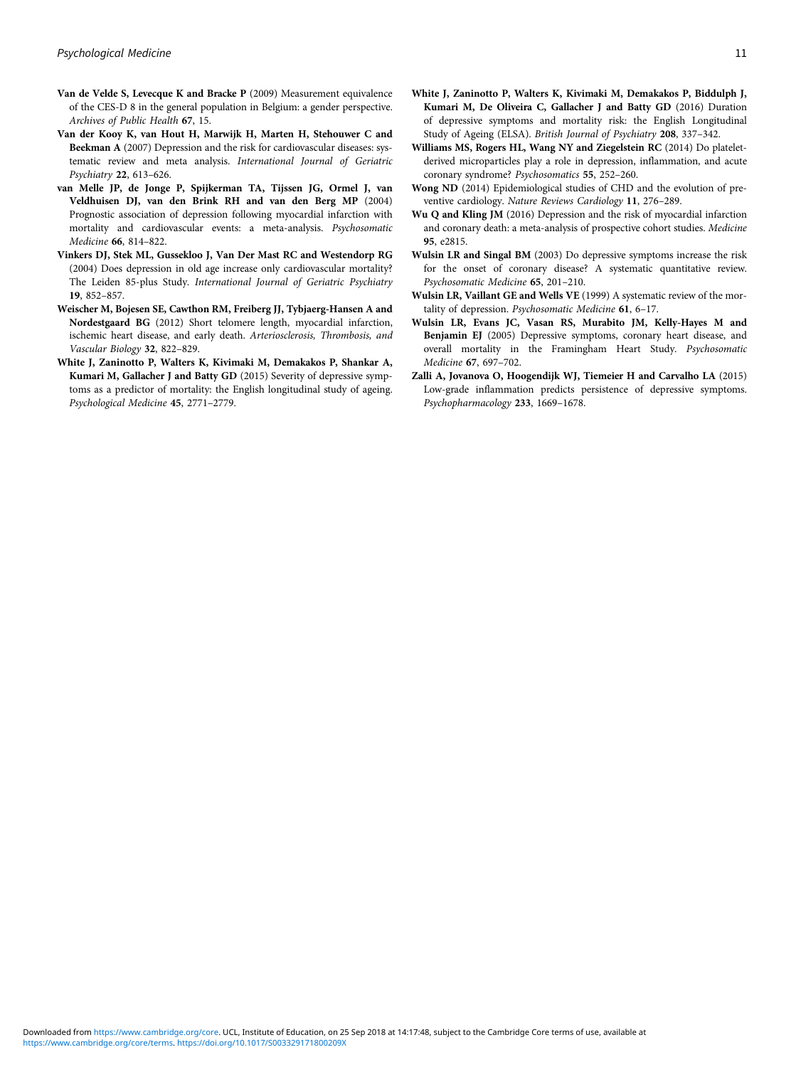**Van de Velde S, Levecque K and Bracke P** (2009) Measurement equivalence of the CES-D 8 in the general population in Belgium: a gender perspective. *Archives of Public Health* **67**, 15.

**Van der Kooy K, van Hout H, Marwijk H, Marten H, Stehouwer C and Beekman A** (2007) Depression and the risk for cardiovascular diseases: systematic review and meta analysis. *International Journal of Geriatric Psychiatry* **22**, 613–626.

**van Melle JP, de Jonge P, Spijkerman TA, Tijssen JG, Ormel J, van Veldhuisen DJ, van den Brink RH and van den Berg MP** (2004) Prognostic association of depression following myocardial infarction with mortality and cardiovascular events: a meta-analysis. *Psychosomatic Medicine* **66**, 814–822.

**Vinkers DJ, Stek ML, Gussekloo J, Van Der Mast RC and Westendorp RG** (2004) Does depression in old age increase only cardiovascular mortality? The Leiden 85-plus Study. *International Journal of Geriatric Psychiatry* **19**, 852–857.

**Weischer M, Bojesen SE, Cawthon RM, Freiberg JJ, Tybjaerg-Hansen A and Nordestgaard BG** (2012) Short telomere length, myocardial infarction, ischemic heart disease, and early death. *Arteriosclerosis, Thrombosis, and Vascular Biology* **32**, 822–829.

**White J, Zaninotto P, Walters K, Kivimaki M, Demakakos P, Shankar A, Kumari M, Gallacher J and Batty GD** (2015) Severity of depressive symptoms as a predictor of mortality: the English longitudinal study of ageing. *Psychological Medicine* **45**, 2771–2779.

**White J, Zaninotto P, Walters K, Kivimaki M, Demakakos P, Biddulph J, Kumari M, De Oliveira C, Gallacher J and Batty GD** (2016) Duration of depressive symptoms and mortality risk: the English Longitudinal Study of Ageing (ELSA). *British Journal of Psychiatry* **208**, 337–342.

**Williams MS, Rogers HL, Wang NY and Ziegelstein RC** (2014) Do platelet-derived microparticles play a role in depression, inflammation, and acute coronary syndrome? *Psychosomatics* **55**, 252–260.

**Wong ND** (2014) Epidemiological studies of CHD and the evolution of preventive cardiology. *Nature Reviews Cardiology* **11**, 276–289.

**Wu Q and Kling JM** (2016) Depression and the risk of myocardial infarction and coronary death: a meta-analysis of prospective cohort studies. *Medicine* **95**, e2815.

**Wulsin LR and Singal BM** (2003) Do depressive symptoms increase the risk for the onset of coronary disease? A systematic quantitative review. *Psychosomatic Medicine* **65**, 201–210.

**Wulsin LR, Vaillant GE and Wells VE** (1999) A systematic review of the mortality of depression. *Psychosomatic Medicine* **61**, 6–17.

**Wulsin LR, Evans JC, Vasan RS, Murabito JM, Kelly-Hayes M and Benjamin EJ** (2005) Depressive symptoms, coronary heart disease, and overall mortality in the Framingham Heart Study. *Psychosomatic Medicine* **67**, 697–702.

**Zalli A, Jovanova O, Hoogendijk WJ, Tiemeier H and Carvalho LA** (2015) Low-grade inflammation predicts persistence of depressive symptoms. *Psychopharmacology* **233**, 1669–1678.